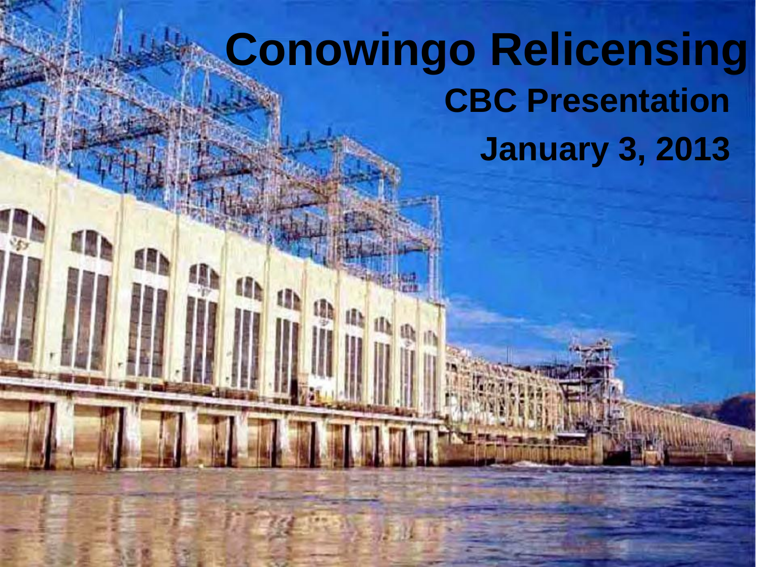# Conowingo Relicensing

## CBC Presentation

## January 3, 2013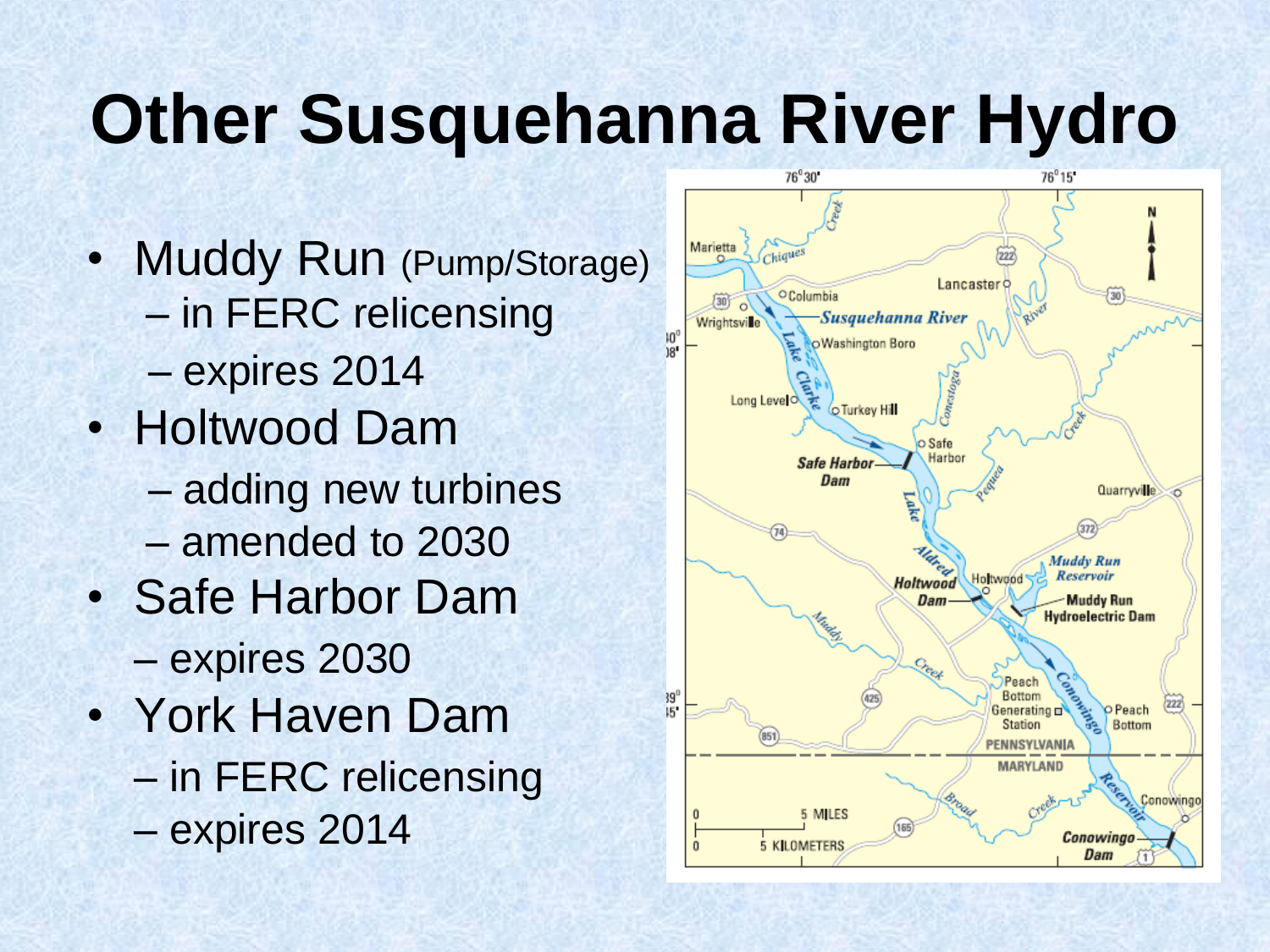# Other Susquehanna River Hydro

- Muddy Run (Pump/Storage)
  - in FERC relicensing
  - expires 2014
- Holtwood Dam
  - adding new turbines
  - amended to 2030
- Safe Harbor Dam
  - expires 2030
- York Haven Dam
  - in FERC relicensing
  - expires 2014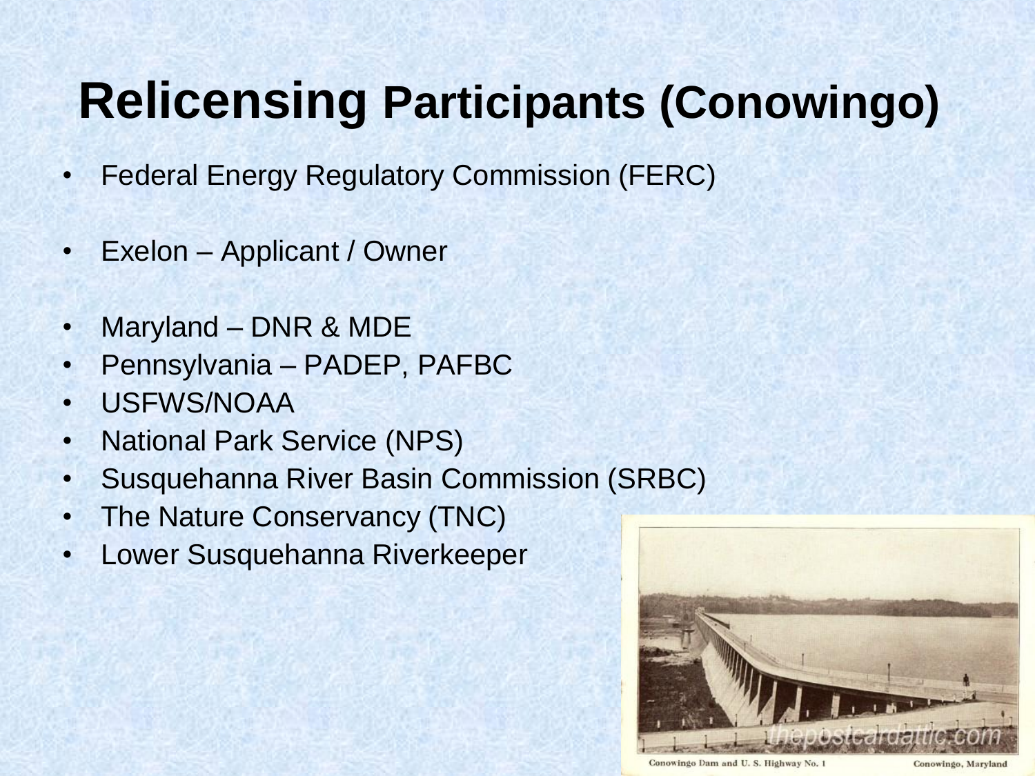# Relicensing Participants (Conowingo)

- Federal Energy Regulatory Commission (FERC)

- Exelon – Applicant / Owner

- Maryland – DNR & MDE
- Pennsylvania – PADEP, PAFBC
- USFWS/NOAA
- National Park Service (NPS)
- Susquehanna River Basin Commission (SRBC)
- The Nature Conservancy (TNC)
- Lower Susquehanna Riverkeeper

Conowingo Dam and U. S. Highway No. 1 Conowingo, Maryland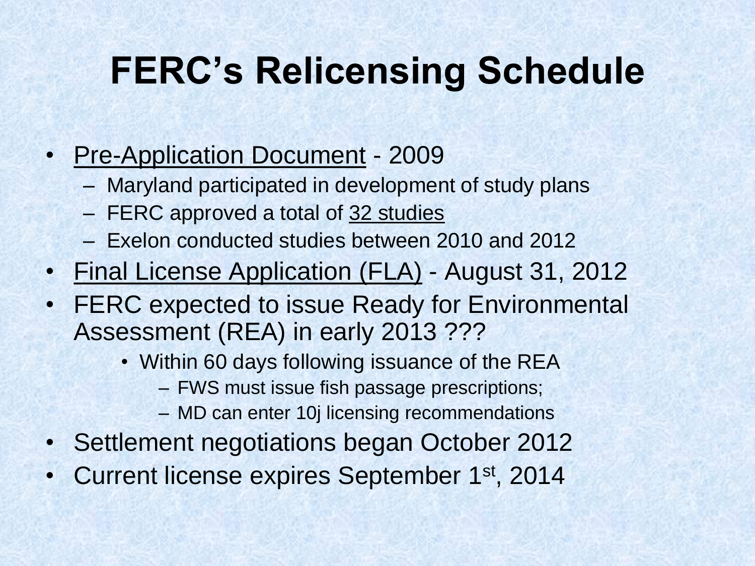# FERC's Relicensing Schedule

- <u>Pre-Application Document</u> - 2009
  - Maryland participated in development of study plans
  - FERC approved a total of <u>32 studies</u>
  - Exelon conducted studies between 2010 and 2012
- <u>Final License Application (FLA)</u> - August 31, 2012
- FERC expected to issue Ready for Environmental Assessment (REA) in early 2013 ???
  - Within 60 days following issuance of the REA
    - FWS must issue fish passage prescriptions;
    - MD can enter 10j licensing recommendations
- Settlement negotiations began October 2012
- Current license expires September 1st, 2014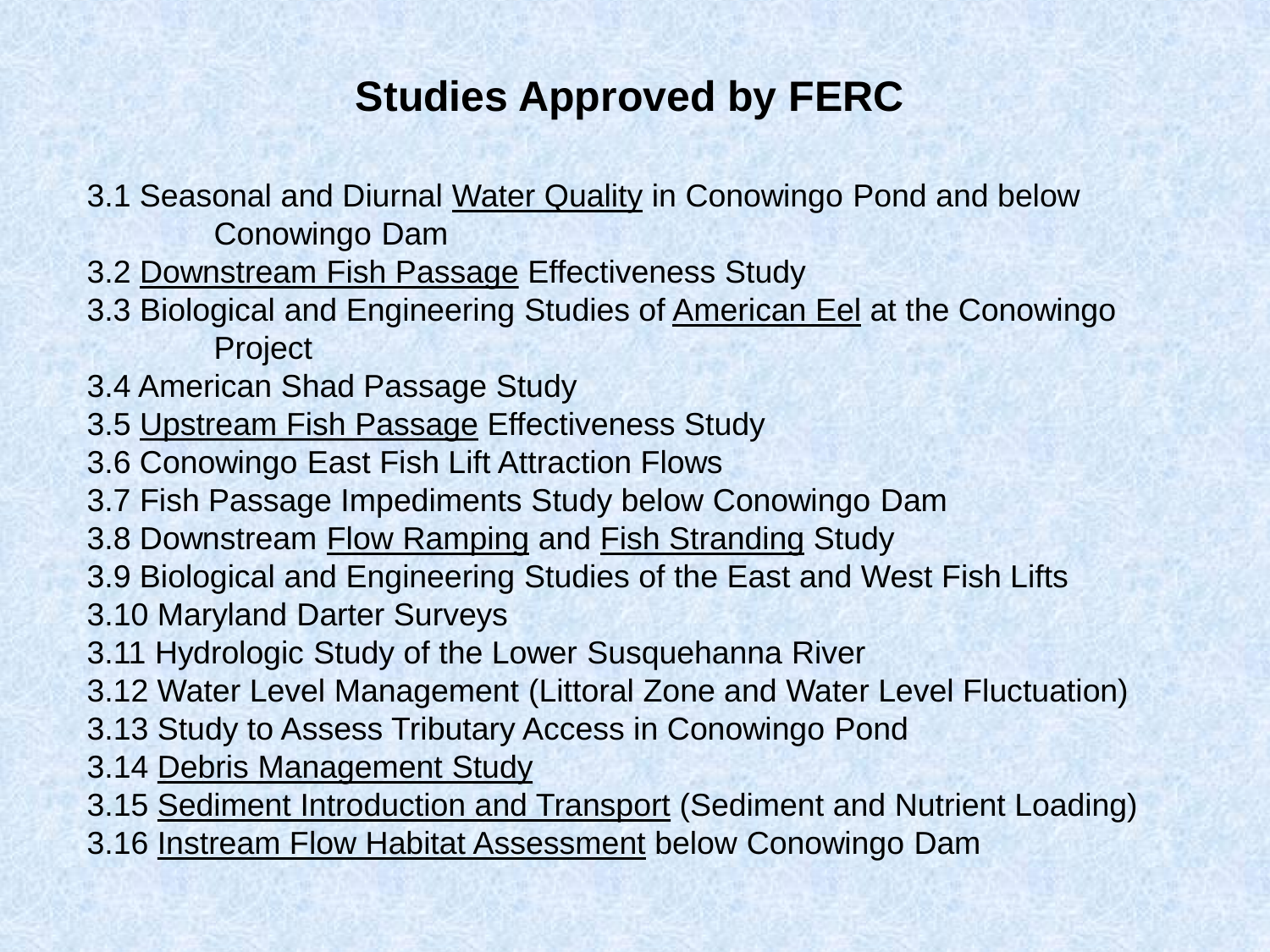# Studies Approved by FERC

3.1 Seasonal and Diurnal Water Quality in Conowingo Pond and below Conowingo Dam
3.2 Downstream Fish Passage Effectiveness Study
3.3 Biological and Engineering Studies of American Eel at the Conowingo Project
3.4 American Shad Passage Study
3.5 Upstream Fish Passage Effectiveness Study
3.6 Conowingo East Fish Lift Attraction Flows
3.7 Fish Passage Impediments Study below Conowingo Dam
3.8 Downstream Flow Ramping and Fish Stranding Study
3.9 Biological and Engineering Studies of the East and West Fish Lifts
3.10 Maryland Darter Surveys
3.11 Hydrologic Study of the Lower Susquehanna River
3.12 Water Level Management (Littoral Zone and Water Level Fluctuation)
3.13 Study to Assess Tributary Access in Conowingo Pond
3.14 Debris Management Study
3.15 Sediment Introduction and Transport (Sediment and Nutrient Loading)
3.16 Instream Flow Habitat Assessment below Conowingo Dam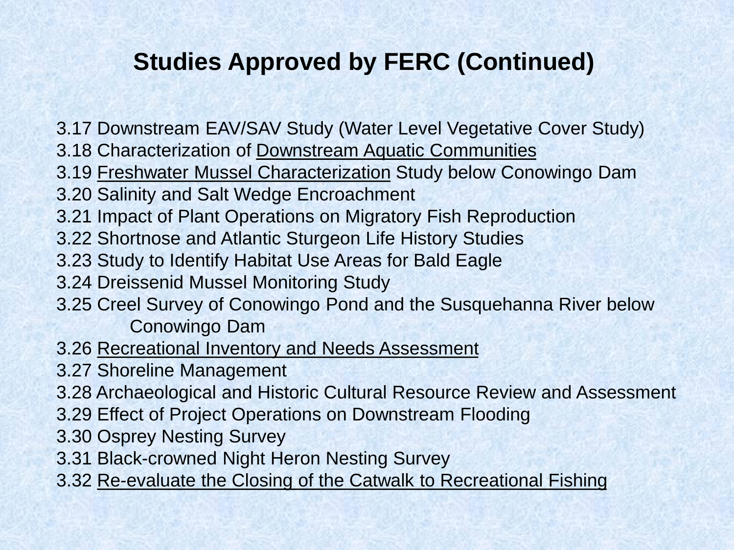# Studies Approved by FERC (Continued)

3.17 Downstream EAV/SAV Study (Water Level Vegetative Cover Study)
3.18 Characterization of <u>Downstream Aquatic Communities</u>
3.19 <u>Freshwater Mussel Characterization</u> Study below Conowingo Dam
3.20 Salinity and Salt Wedge Encroachment
3.21 Impact of Plant Operations on Migratory Fish Reproduction
3.22 Shortnose and Atlantic Sturgeon Life History Studies
3.23 Study to Identify Habitat Use Areas for Bald Eagle
3.24 Dreissenid Mussel Monitoring Study
3.25 Creel Survey of Conowingo Pond and the Susquehanna River below Conowingo Dam
3.26 <u>Recreational Inventory and Needs Assessment</u>
3.27 Shoreline Management
3.28 Archaeological and Historic Cultural Resource Review and Assessment
3.29 Effect of Project Operations on Downstream Flooding
3.30 Osprey Nesting Survey
3.31 Black-crowned Night Heron Nesting Survey
3.32 <u>Re-evaluate the Closing of the Catwalk to Recreational Fishing</u>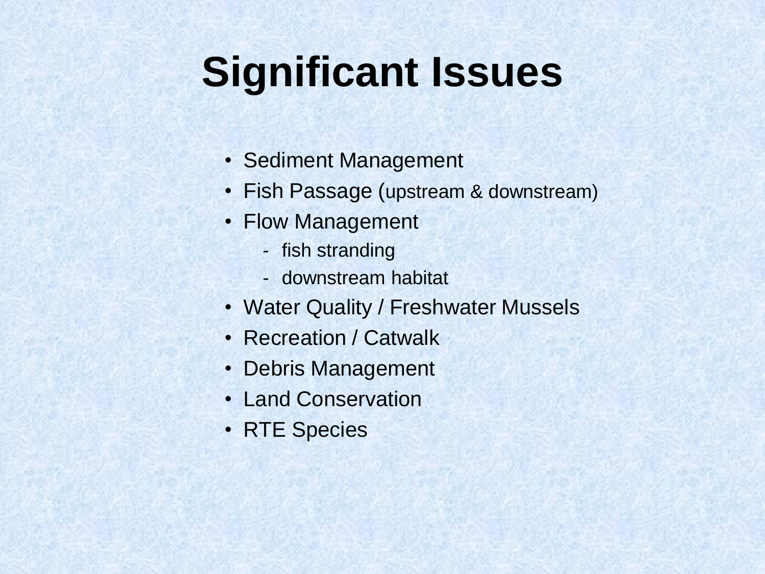# Significant Issues

- Sediment Management
- Fish Passage (upstream & downstream)
- Flow Management
  - fish stranding
  - downstream habitat
- Water Quality / Freshwater Mussels
- Recreation / Catwalk
- Debris Management
- Land Conservation
- RTE Species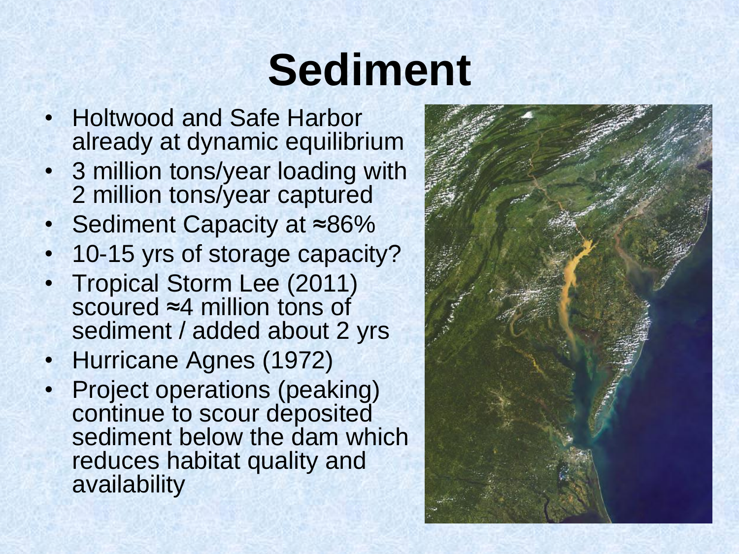# Sediment

- Holtwood and Safe Harbor already at dynamic equilibrium
- 3 million tons/year loading with 2 million tons/year captured
- Sediment Capacity at ≈86%
- 10-15 yrs of storage capacity?
- Tropical Storm Lee (2011) scoured ≈4 million tons of sediment / added about 2 yrs
- Hurricane Agnes (1972)
- Project operations (peaking) continue to scour deposited sediment below the dam which reduces habitat quality and availability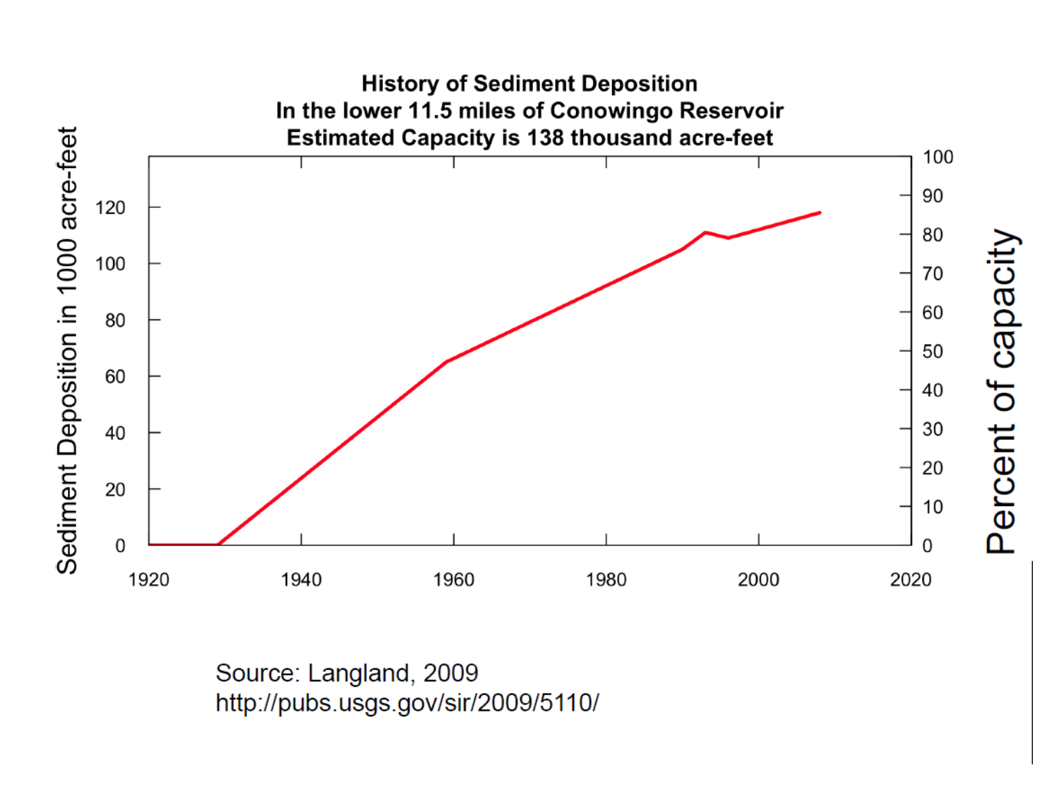**History of Sediment Deposition**
**In the lower 11.5 miles of Conowingo Reservoir**
**Estimated Capacity is 138 thousand acre-feet**

Sediment Deposition in 1000 acre-feet

Percent of capacity

Source: Langland, 2009
http://pubs.usgs.gov/sir/2009/5110/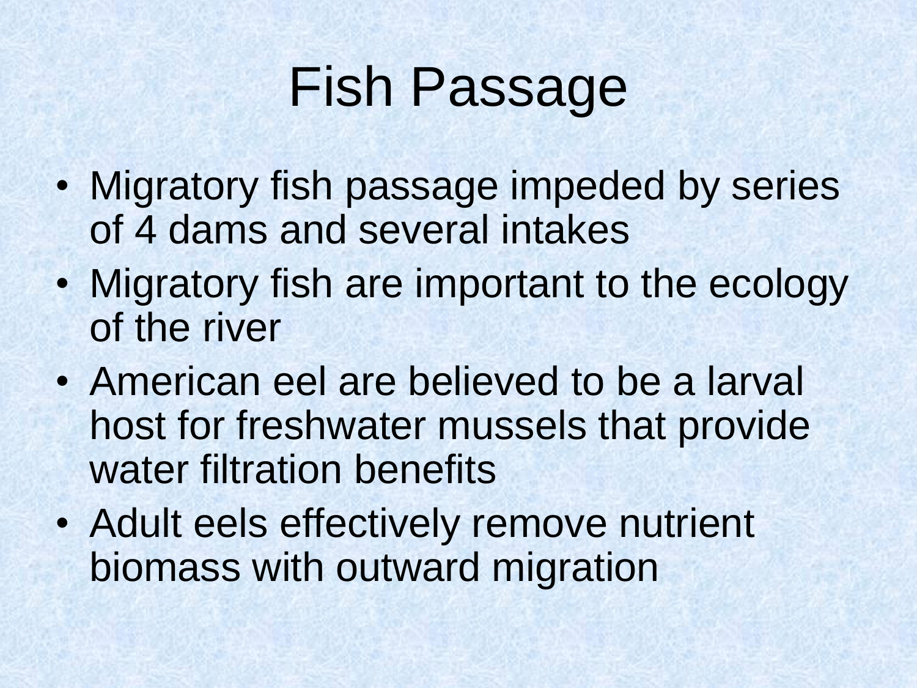# Fish Passage

- Migratory fish passage impeded by series of 4 dams and several intakes
- Migratory fish are important to the ecology of the river
- American eel are believed to be a larval host for freshwater mussels that provide water filtration benefits
- Adult eels effectively remove nutrient biomass with outward migration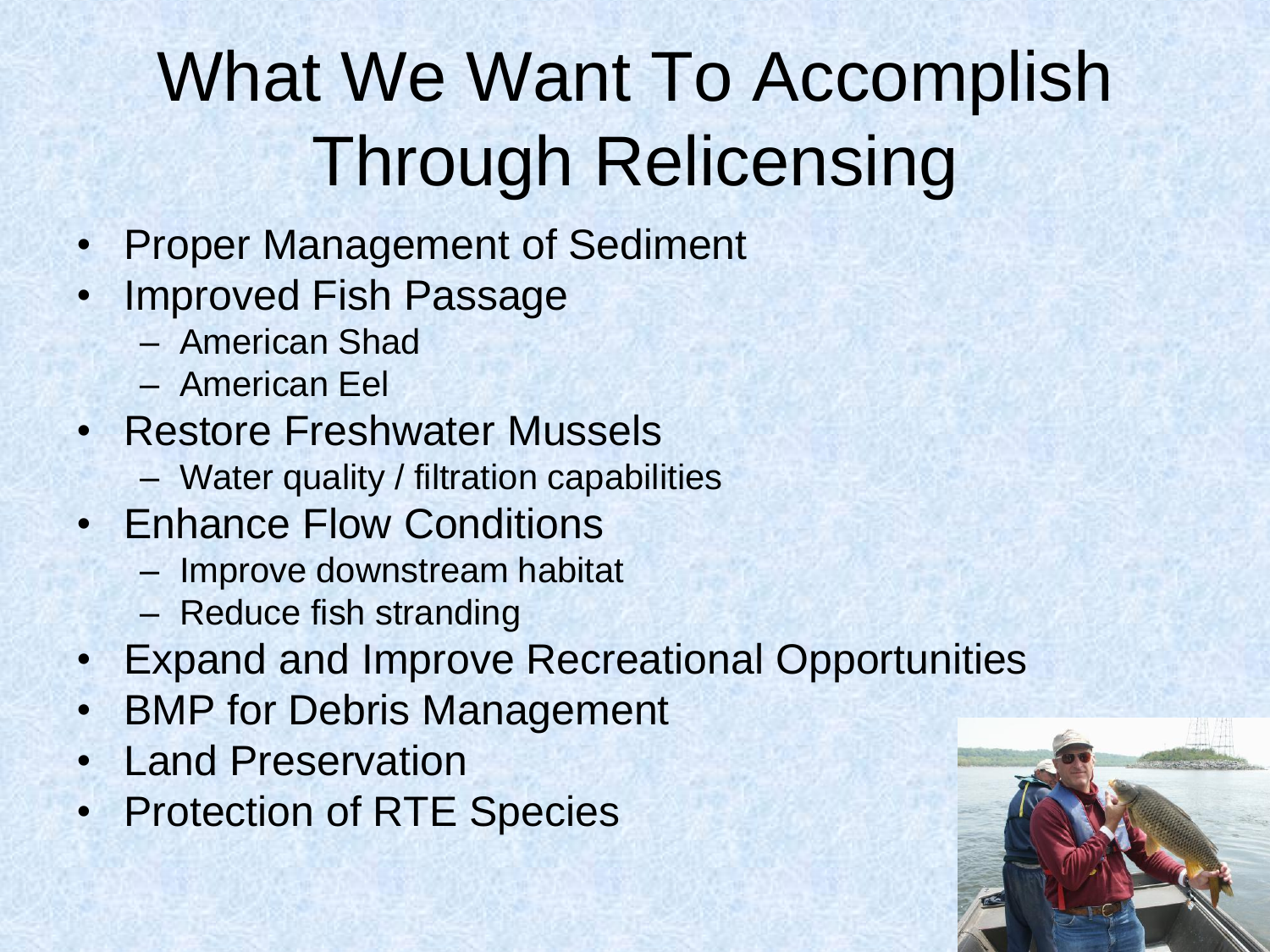# What We Want To Accomplish Through Relicensing

- Proper Management of Sediment
- Improved Fish Passage
  - American Shad
  - American Eel
- Restore Freshwater Mussels
  - Water quality / filtration capabilities
- Enhance Flow Conditions
  - Improve downstream habitat
  - Reduce fish stranding
- Expand and Improve Recreational Opportunities
- BMP for Debris Management
- Land Preservation
- Protection of RTE Species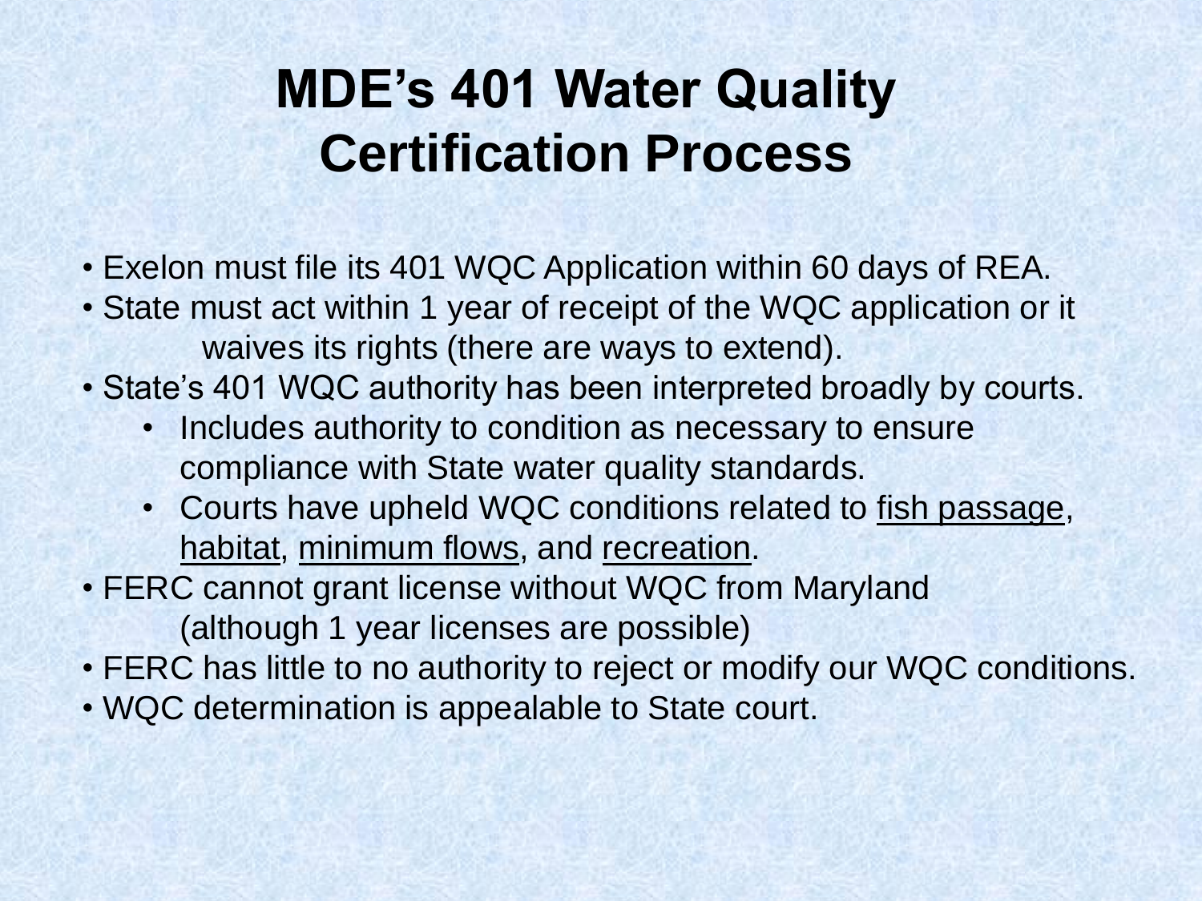# MDE's 401 Water Quality Certification Process

- Exelon must file its 401 WQC Application within 60 days of REA.
- State must act within 1 year of receipt of the WQC application or it waives its rights (there are ways to extend).
- State's 401 WQC authority has been interpreted broadly by courts.
  - Includes authority to condition as necessary to ensure compliance with State water quality standards.
  - Courts have upheld WQC conditions related to fish passage, habitat, minimum flows, and recreation.
- FERC cannot grant license without WQC from Maryland (although 1 year licenses are possible)
- FERC has little to no authority to reject or modify our WQC conditions.
- WQC determination is appealable to State court.